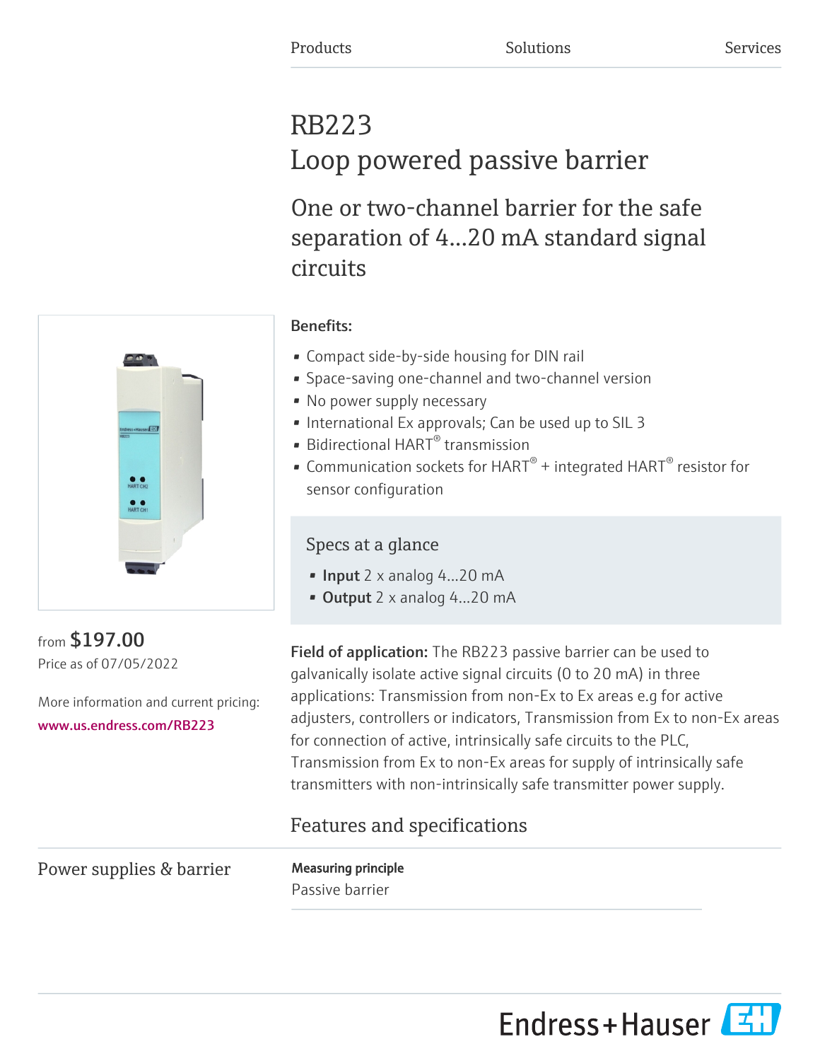Products Solutions Services

# RB223
# Loop powered passive barrier

## One or two-channel barrier for the safe separation of 4...20 mA standard signal circuits

from **$197.00**
Price as of 07/05/2022

More information and current pricing:
www.us.endress.com/RB223

**Benefits:**

- Compact side-by-side housing for DIN rail
- Space-saving one-channel and two-channel version
- No power supply necessary
- International Ex approvals; Can be used up to SIL 3
- Bidirectional HART® transmission
- Communication sockets for HART® + integrated HART® resistor for sensor configuration

### Specs at a glance

- **Input** 2 x analog 4...20 mA
- **Output** 2 x analog 4...20 mA

**Field of application:** The RB223 passive barrier can be used to galvanically isolate active signal circuits (0 to 20 mA) in three applications: Transmission from non-Ex to Ex areas e.g for active adjusters, controllers or indicators, Transmission from Ex to non-Ex areas for connection of active, intrinsically safe circuits to the PLC, Transmission from Ex to non-Ex areas for supply of intrinsically safe transmitters with non-intrinsically safe transmitter power supply.

## Features and specifications

### Power supplies & barrier

**Measuring principle**
Passive barrier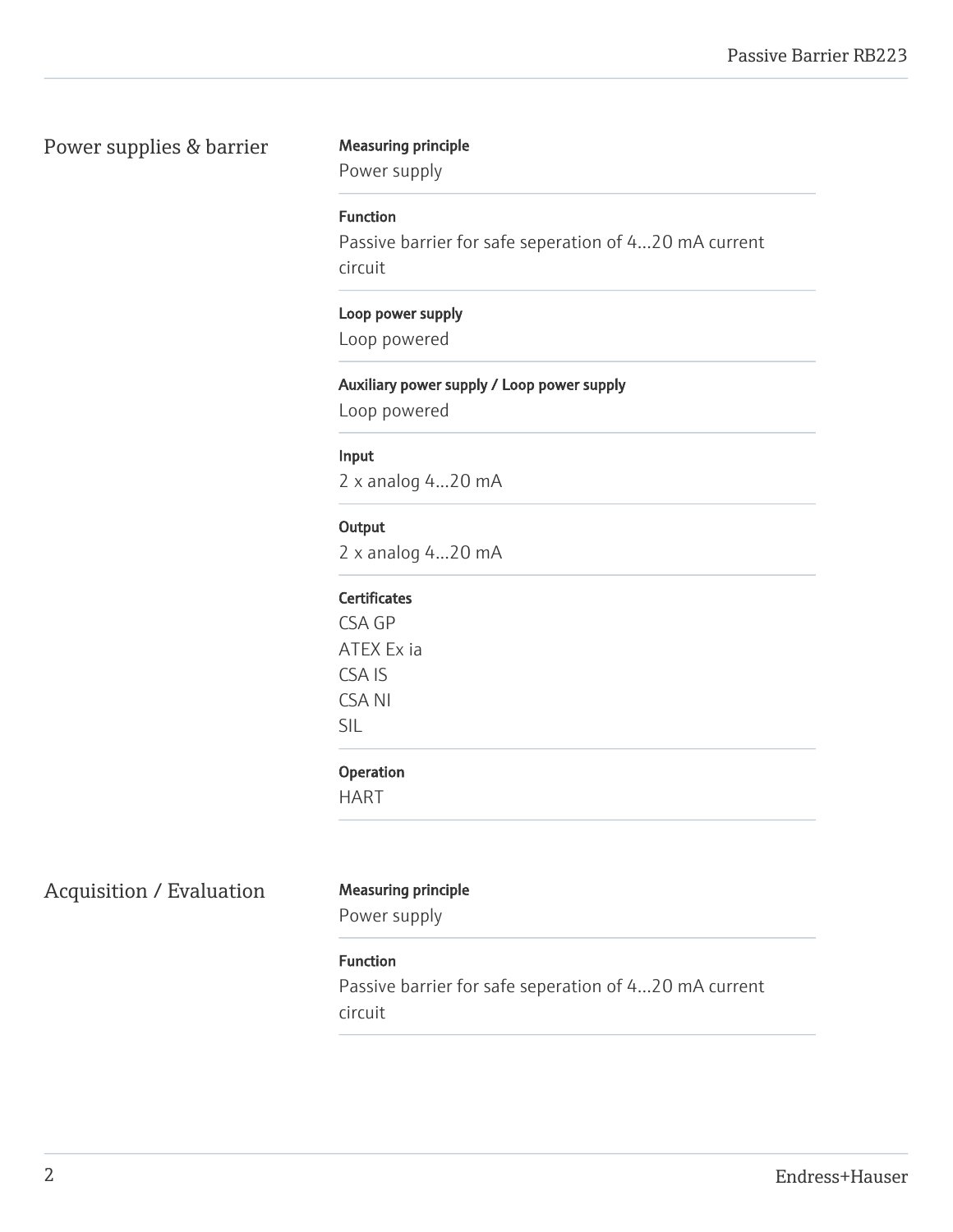## Power supplies & barrier

**Measuring principle**
Power supply

**Function**
Passive barrier for safe seperation of 4...20 mA current circuit

**Loop power supply**
Loop powered

**Auxiliary power supply / Loop power supply**
Loop powered

**Input**
2 x analog 4...20 mA

**Output**
2 x analog 4...20 mA

**Certificates**
CSA GP
ATEX Ex ia
CSA IS
CSA NI
SIL

**Operation**
HART

## Acquisition / Evaluation

**Measuring principle**
Power supply

**Function**
Passive barrier for safe seperation of 4...20 mA current circuit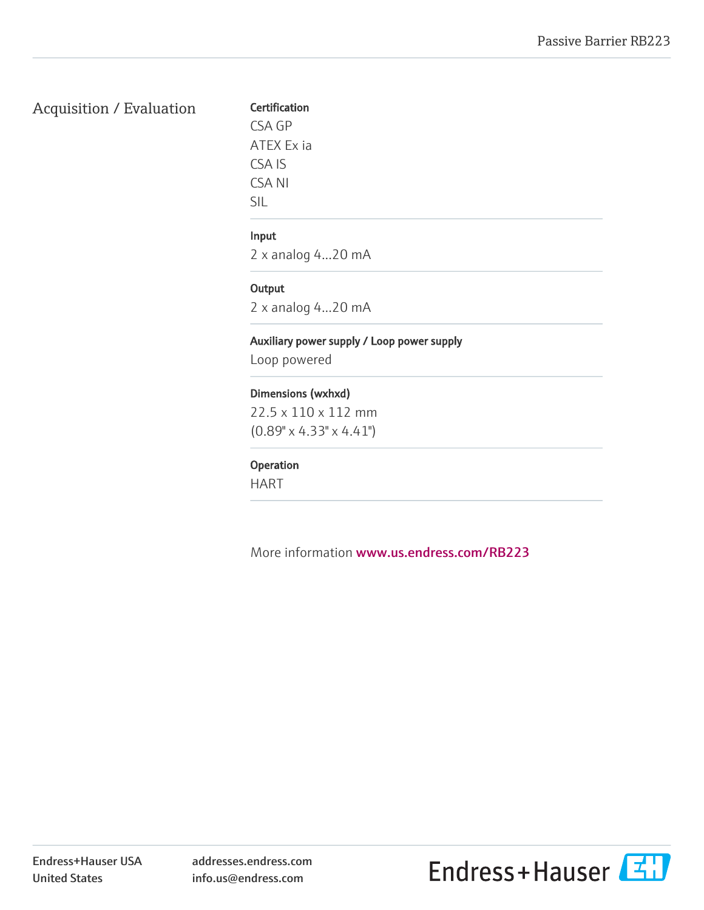## Acquisition / Evaluation

**Certification**

CSA GP
ATEX Ex ia
CSA IS
CSA NI
SIL

**Input**

2 x analog 4...20 mA

**Output**

2 x analog 4...20 mA

**Auxiliary power supply / Loop power supply**

Loop powered

**Dimensions (wxhxd)**

22.5 x 110 x 112 mm
(0.89" x 4.33" x 4.41")

**Operation**

HART

More information **www.us.endress.com/RB223**

Endress+Hauser USA
United States

addresses.endress.com
info.us@endress.com